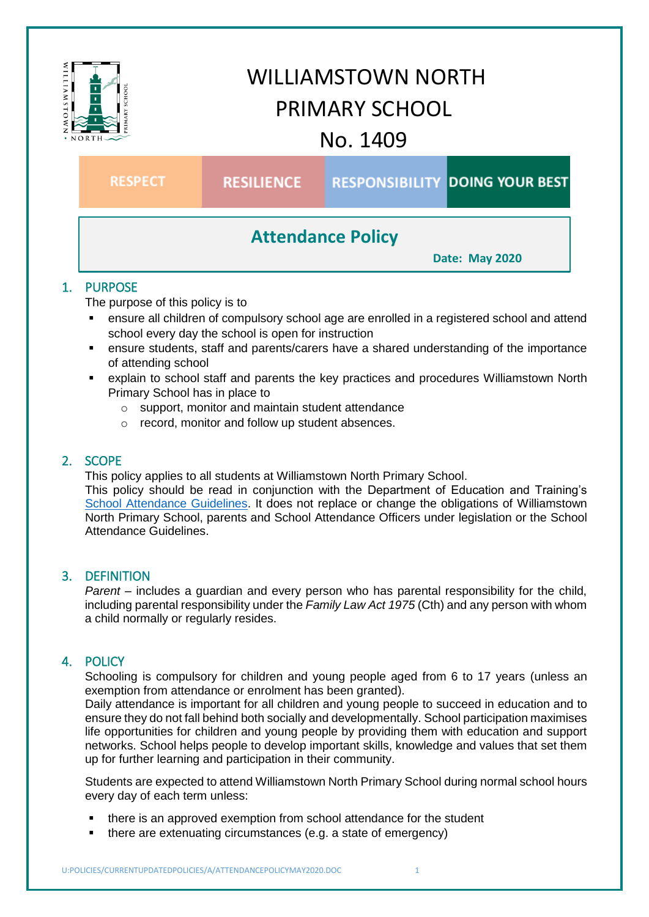# WILLIAMSTOWN NORTH PRIMARY SCHOOL No. 1409

RESPECT | RESILIENCE | RESPONSIBILITY | DOING YOUR BEST

## Attendance Policy

**Date: May 2020**

## 1. PURPOSE

The purpose of this policy is to

- ensure all children of compulsory school age are enrolled in a registered school and attend school every day the school is open for instruction
- ensure students, staff and parents/carers have a shared understanding of the importance of attending school
- explain to school staff and parents the key practices and procedures Williamstown North Primary School has in place to
  - support, monitor and maintain student attendance
  - record, monitor and follow up student absences.

## 2. SCOPE

This policy applies to all students at Williamstown North Primary School.
This policy should be read in conjunction with the Department of Education and Training's School Attendance Guidelines. It does not replace or change the obligations of Williamstown North Primary School, parents and School Attendance Officers under legislation or the School Attendance Guidelines.

## 3. DEFINITION

*Parent* – includes a guardian and every person who has parental responsibility for the child, including parental responsibility under the *Family Law Act 1975* (Cth) and any person with whom a child normally or regularly resides.

## 4. POLICY

Schooling is compulsory for children and young people aged from 6 to 17 years (unless an exemption from attendance or enrolment has been granted).
Daily attendance is important for all children and young people to succeed in education and to ensure they do not fall behind both socially and developmentally. School participation maximises life opportunities for children and young people by providing them with education and support networks. School helps people to develop important skills, knowledge and values that set them up for further learning and participation in their community.

Students are expected to attend Williamstown North Primary School during normal school hours every day of each term unless:

- there is an approved exemption from school attendance for the student
- there are extenuating circumstances (e.g. a state of emergency)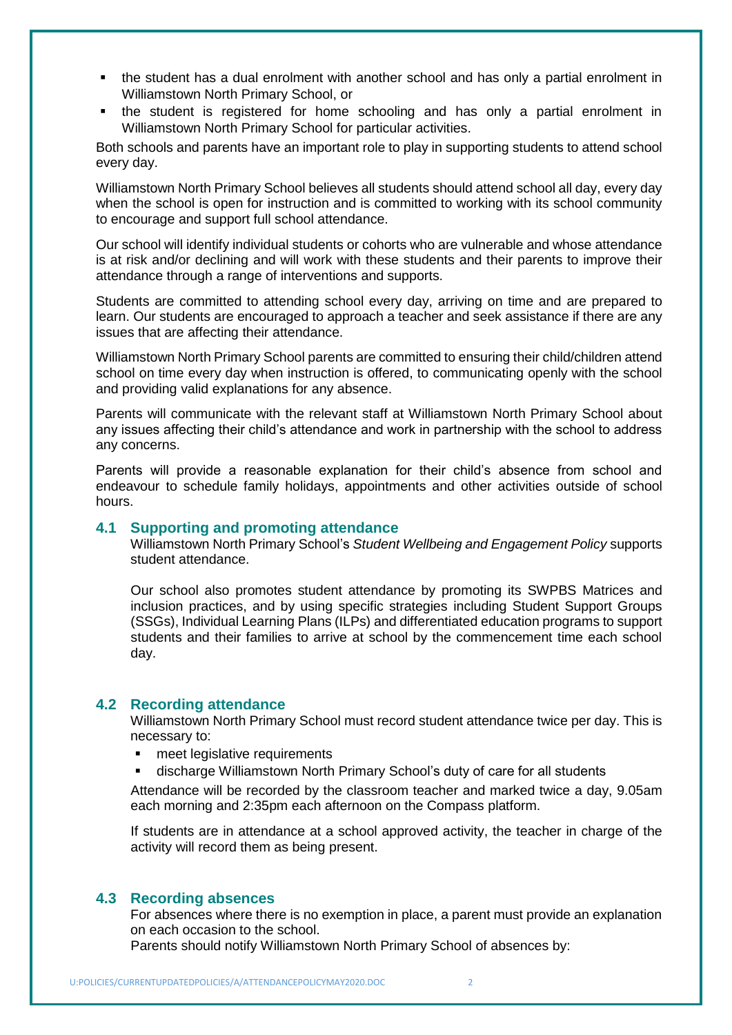- the student has a dual enrolment with another school and has only a partial enrolment in Williamstown North Primary School, or
- the student is registered for home schooling and has only a partial enrolment in Williamstown North Primary School for particular activities.

Both schools and parents have an important role to play in supporting students to attend school every day.

Williamstown North Primary School believes all students should attend school all day, every day when the school is open for instruction and is committed to working with its school community to encourage and support full school attendance.

Our school will identify individual students or cohorts who are vulnerable and whose attendance is at risk and/or declining and will work with these students and their parents to improve their attendance through a range of interventions and supports.

Students are committed to attending school every day, arriving on time and are prepared to learn. Our students are encouraged to approach a teacher and seek assistance if there are any issues that are affecting their attendance.

Williamstown North Primary School parents are committed to ensuring their child/children attend school on time every day when instruction is offered, to communicating openly with the school and providing valid explanations for any absence.

Parents will communicate with the relevant staff at Williamstown North Primary School about any issues affecting their child's attendance and work in partnership with the school to address any concerns.

Parents will provide a reasonable explanation for their child's absence from school and endeavour to schedule family holidays, appointments and other activities outside of school hours.

### 4.1 Supporting and promoting attendance

Williamstown North Primary School's *Student Wellbeing and Engagement Policy* supports student attendance.

Our school also promotes student attendance by promoting its SWPBS Matrices and inclusion practices, and by using specific strategies including Student Support Groups (SSGs), Individual Learning Plans (ILPs) and differentiated education programs to support students and their families to arrive at school by the commencement time each school day.

### 4.2 Recording attendance

Williamstown North Primary School must record student attendance twice per day. This is necessary to:

- meet legislative requirements
- discharge Williamstown North Primary School's duty of care for all students

Attendance will be recorded by the classroom teacher and marked twice a day, 9.05am each morning and 2:35pm each afternoon on the Compass platform.

If students are in attendance at a school approved activity, the teacher in charge of the activity will record them as being present.

### 4.3 Recording absences

For absences where there is no exemption in place, a parent must provide an explanation on each occasion to the school.

Parents should notify Williamstown North Primary School of absences by: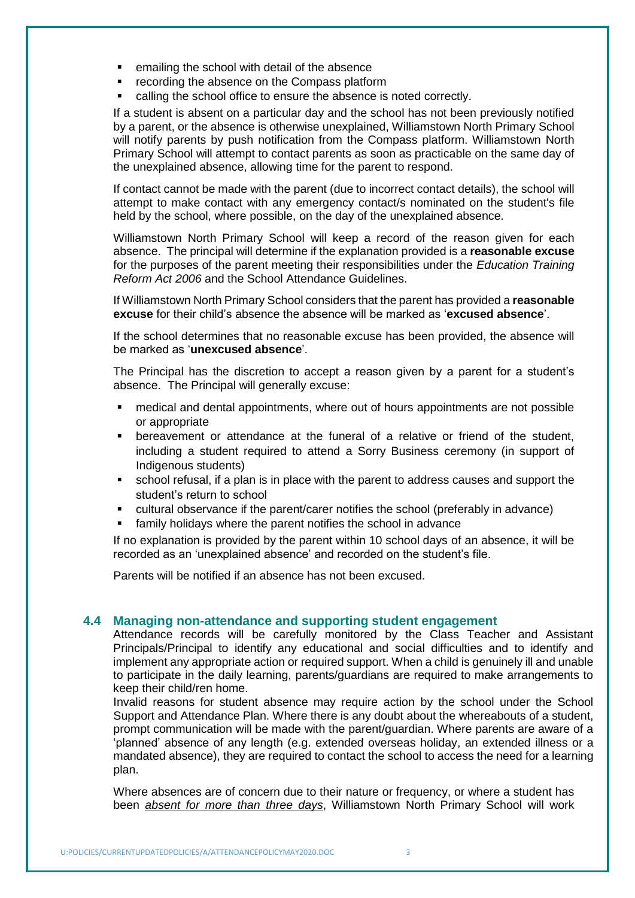- emailing the school with detail of the absence
- recording the absence on the Compass platform
- calling the school office to ensure the absence is noted correctly.

If a student is absent on a particular day and the school has not been previously notified by a parent, or the absence is otherwise unexplained, Williamstown North Primary School will notify parents by push notification from the Compass platform. Williamstown North Primary School will attempt to contact parents as soon as practicable on the same day of the unexplained absence, allowing time for the parent to respond.

If contact cannot be made with the parent (due to incorrect contact details), the school will attempt to make contact with any emergency contact/s nominated on the student's file held by the school, where possible, on the day of the unexplained absence.

Williamstown North Primary School will keep a record of the reason given for each absence. The principal will determine if the explanation provided is a **reasonable excuse** for the purposes of the parent meeting their responsibilities under the *Education Training Reform Act 2006* and the School Attendance Guidelines.

If Williamstown North Primary School considers that the parent has provided a **reasonable excuse** for their child's absence the absence will be marked as '**excused absence**'.

If the school determines that no reasonable excuse has been provided, the absence will be marked as '**unexcused absence**'.

The Principal has the discretion to accept a reason given by a parent for a student's absence. The Principal will generally excuse:

- medical and dental appointments, where out of hours appointments are not possible or appropriate
- bereavement or attendance at the funeral of a relative or friend of the student, including a student required to attend a Sorry Business ceremony (in support of Indigenous students)
- school refusal, if a plan is in place with the parent to address causes and support the student's return to school
- cultural observance if the parent/carer notifies the school (preferably in advance)
- family holidays where the parent notifies the school in advance

If no explanation is provided by the parent within 10 school days of an absence, it will be recorded as an 'unexplained absence' and recorded on the student's file.

Parents will be notified if an absence has not been excused.

### 4.4 Managing non-attendance and supporting student engagement

Attendance records will be carefully monitored by the Class Teacher and Assistant Principals/Principal to identify any educational and social difficulties and to identify and implement any appropriate action or required support. When a child is genuinely ill and unable to participate in the daily learning, parents/guardians are required to make arrangements to keep their child/ren home.

Invalid reasons for student absence may require action by the school under the School Support and Attendance Plan. Where there is any doubt about the whereabouts of a student, prompt communication will be made with the parent/guardian. Where parents are aware of a 'planned' absence of any length (e.g. extended overseas holiday, an extended illness or a mandated absence), they are required to contact the school to access the need for a learning plan.

Where absences are of concern due to their nature or frequency, or where a student has been *absent for more than three days*, Williamstown North Primary School will work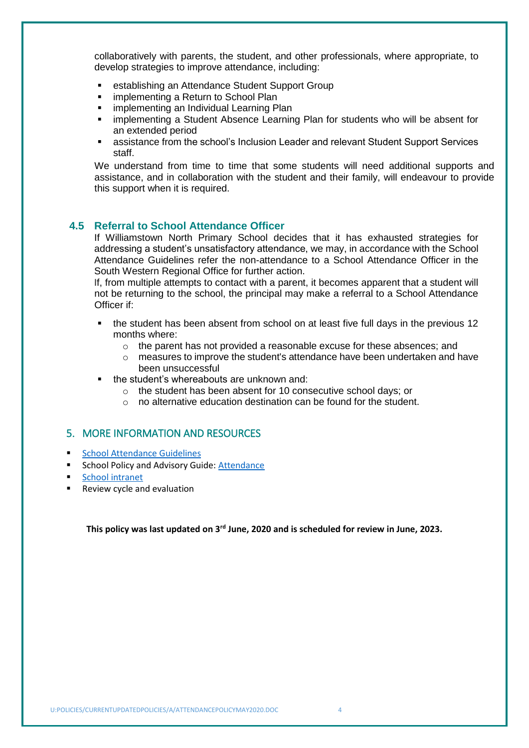collaboratively with parents, the student, and other professionals, where appropriate, to develop strategies to improve attendance, including:

- establishing an Attendance Student Support Group
- implementing a Return to School Plan
- implementing an Individual Learning Plan
- implementing a Student Absence Learning Plan for students who will be absent for an extended period
- assistance from the school's Inclusion Leader and relevant Student Support Services staff.

We understand from time to time that some students will need additional supports and assistance, and in collaboration with the student and their family, will endeavour to provide this support when it is required.

### 4.5 Referral to School Attendance Officer

If Williamstown North Primary School decides that it has exhausted strategies for addressing a student's unsatisfactory attendance, we may, in accordance with the School Attendance Guidelines refer the non-attendance to a School Attendance Officer in the South Western Regional Office for further action.

If, from multiple attempts to contact with a parent, it becomes apparent that a student will not be returning to the school, the principal may make a referral to a School Attendance Officer if:

- the student has been absent from school on at least five full days in the previous 12 months where:
  - the parent has not provided a reasonable excuse for these absences; and
  - measures to improve the student's attendance have been undertaken and have been unsuccessful
- the student's whereabouts are unknown and:
  - the student has been absent for 10 consecutive school days; or
  - no alternative education destination can be found for the student.

## 5. MORE INFORMATION AND RESOURCES

- School Attendance Guidelines
- School Policy and Advisory Guide: Attendance
- School intranet
- Review cycle and evaluation

**This policy was last updated on 3rd June, 2020 and is scheduled for review in June, 2023.**